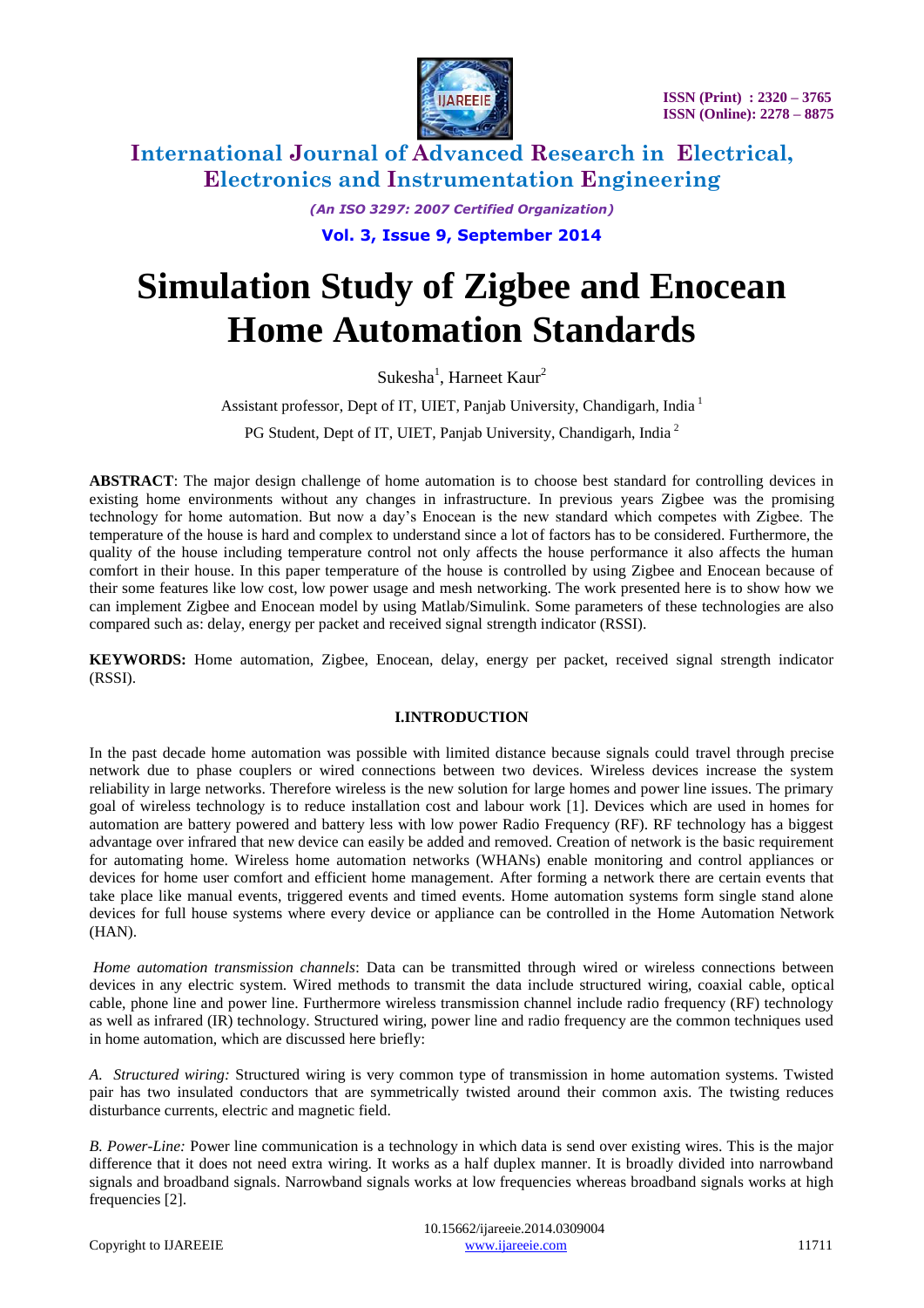# Simulation Study of Zigbee and Enocean Home Automation Standards

Sukesha[1], Harneet Kaur[2]

Assistant professor, Dept of IT, UIET, Panjab University, Chandigarh, India [1]

PG Student, Dept of IT, UIET, Panjab University, Chandigarh, India [2]

**ABSTRACT**: The major design challenge of home automation is to choose best standard for controlling devices in existing home environments without any changes in infrastructure. In previous years Zigbee was the promising technology for home automation. But now a day's Enocean is the new standard which competes with Zigbee. The temperature of the house is hard and complex to understand since a lot of factors has to be considered. Furthermore, the quality of the house including temperature control not only affects the house performance it also affects the human comfort in their house. In this paper temperature of the house is controlled by using Zigbee and Enocean because of their some features like low cost, low power usage and mesh networking. The work presented here is to show how we can implement Zigbee and Enocean model by using Matlab/Simulink. Some parameters of these technologies are also compared such as: delay, energy per packet and received signal strength indicator (RSSI).

**KEYWORDS:** Home automation, Zigbee, Enocean, delay, energy per packet, received signal strength indicator (RSSI).

## I.INTRODUCTION

In the past decade home automation was possible with limited distance because signals could travel through precise network due to phase couplers or wired connections between two devices. Wireless devices increase the system reliability in large networks. Therefore wireless is the new solution for large homes and power line issues. The primary goal of wireless technology is to reduce installation cost and labour work [1]. Devices which are used in homes for automation are battery powered and battery less with low power Radio Frequency (RF). RF technology has a biggest advantage over infrared that new device can easily be added and removed. Creation of network is the basic requirement for automating home. Wireless home automation networks (WHANs) enable monitoring and control appliances or devices for home user comfort and efficient home management. After forming a network there are certain events that take place like manual events, triggered events and timed events. Home automation systems form single stand alone devices for full house systems where every device or appliance can be controlled in the Home Automation Network (HAN).

*Home automation transmission channels*: Data can be transmitted through wired or wireless connections between devices in any electric system. Wired methods to transmit the data include structured wiring, coaxial cable, optical cable, phone line and power line. Furthermore wireless transmission channel include radio frequency (RF) technology as well as infrared (IR) technology. Structured wiring, power line and radio frequency are the common techniques used in home automation, which are discussed here briefly:

*A. Structured wiring:* Structured wiring is very common type of transmission in home automation systems. Twisted pair has two insulated conductors that are symmetrically twisted around their common axis. The twisting reduces disturbance currents, electric and magnetic field.

*B. Power-Line:* Power line communication is a technology in which data is send over existing wires. This is the major difference that it does not need extra wiring. It works as a half duplex manner. It is broadly divided into narrowband signals and broadband signals. Narrowband signals works at low frequencies whereas broadband signals works at high frequencies [2].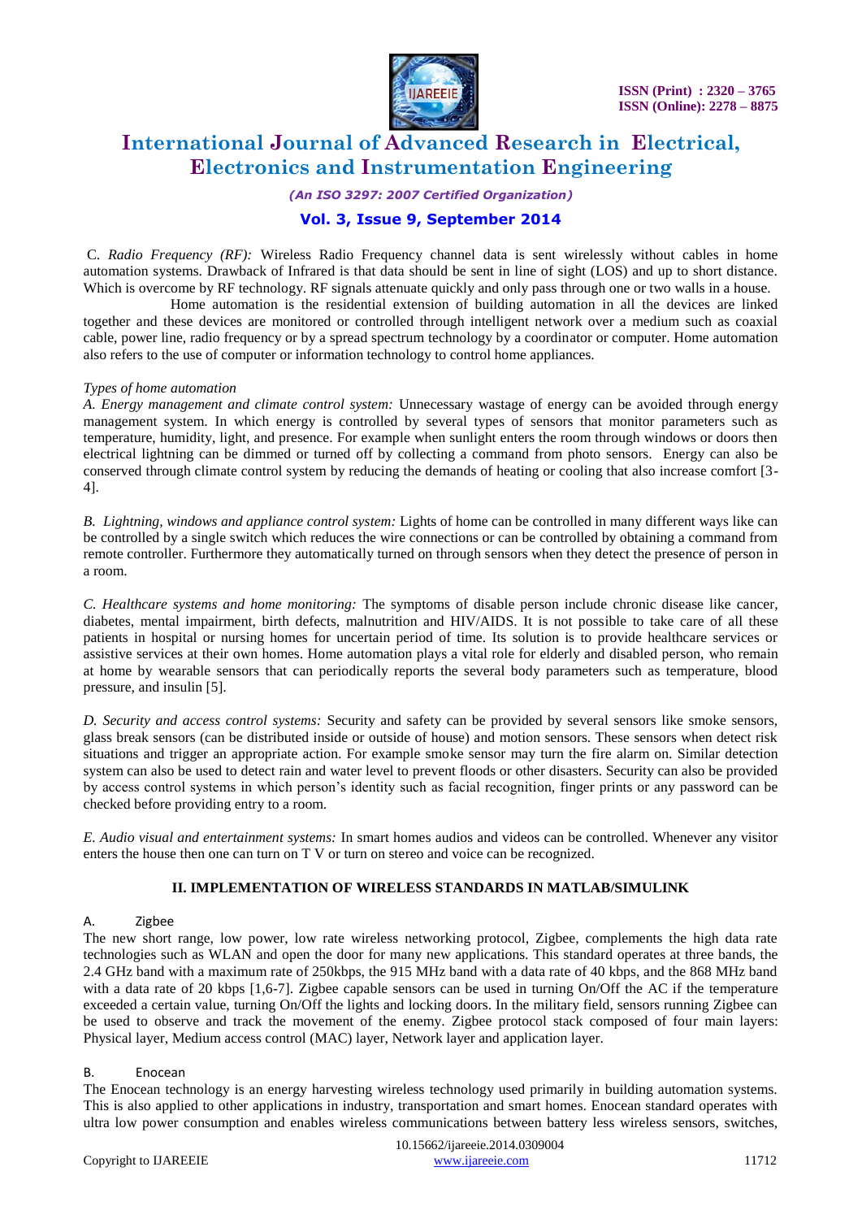C. *Radio Frequency (RF):* Wireless Radio Frequency channel data is sent wirelessly without cables in home automation systems. Drawback of Infrared is that data should be sent in line of sight (LOS) and up to short distance. Which is overcome by RF technology. RF signals attenuate quickly and only pass through one or two walls in a house.

Home automation is the residential extension of building automation in all the devices are linked together and these devices are monitored or controlled through intelligent network over a medium such as coaxial cable, power line, radio frequency or by a spread spectrum technology by a coordinator or computer. Home automation also refers to the use of computer or information technology to control home appliances.

*Types of home automation*

*A. Energy management and climate control system:* Unnecessary wastage of energy can be avoided through energy management system. In which energy is controlled by several types of sensors that monitor parameters such as temperature, humidity, light, and presence. For example when sunlight enters the room through windows or doors then electrical lightning can be dimmed or turned off by collecting a command from photo sensors. Energy can also be conserved through climate control system by reducing the demands of heating or cooling that also increase comfort [3-4].

*B. Lightning, windows and appliance control system:* Lights of home can be controlled in many different ways like can be controlled by a single switch which reduces the wire connections or can be controlled by obtaining a command from remote controller. Furthermore they automatically turned on through sensors when they detect the presence of person in a room.

*C. Healthcare systems and home monitoring:* The symptoms of disable person include chronic disease like cancer, diabetes, mental impairment, birth defects, malnutrition and HIV/AIDS. It is not possible to take care of all these patients in hospital or nursing homes for uncertain period of time. Its solution is to provide healthcare services or assistive services at their own homes. Home automation plays a vital role for elderly and disabled person, who remain at home by wearable sensors that can periodically reports the several body parameters such as temperature, blood pressure, and insulin [5].

*D. Security and access control systems:* Security and safety can be provided by several sensors like smoke sensors, glass break sensors (can be distributed inside or outside of house) and motion sensors. These sensors when detect risk situations and trigger an appropriate action. For example smoke sensor may turn the fire alarm on. Similar detection system can also be used to detect rain and water level to prevent floods or other disasters. Security can also be provided by access control systems in which person's identity such as facial recognition, finger prints or any password can be checked before providing entry to a room.

*E. Audio visual and entertainment systems:* In smart homes audios and videos can be controlled. Whenever any visitor enters the house then one can turn on T V or turn on stereo and voice can be recognized.

## II. IMPLEMENTATION OF WIRELESS STANDARDS IN MATLAB/SIMULINK

### A. Zigbee

The new short range, low power, low rate wireless networking protocol, Zigbee, complements the high data rate technologies such as WLAN and open the door for many new applications. This standard operates at three bands, the 2.4 GHz band with a maximum rate of 250kbps, the 915 MHz band with a data rate of 40 kbps, and the 868 MHz band with a data rate of 20 kbps [1,6-7]. Zigbee capable sensors can be used in turning On/Off the AC if the temperature exceeded a certain value, turning On/Off the lights and locking doors. In the military field, sensors running Zigbee can be used to observe and track the movement of the enemy. Zigbee protocol stack composed of four main layers: Physical layer, Medium access control (MAC) layer, Network layer and application layer.

### B. Enocean

The Enocean technology is an energy harvesting wireless technology used primarily in building automation systems. This is also applied to other applications in industry, transportation and smart homes. Enocean standard operates with ultra low power consumption and enables wireless communications between battery less wireless sensors, switches,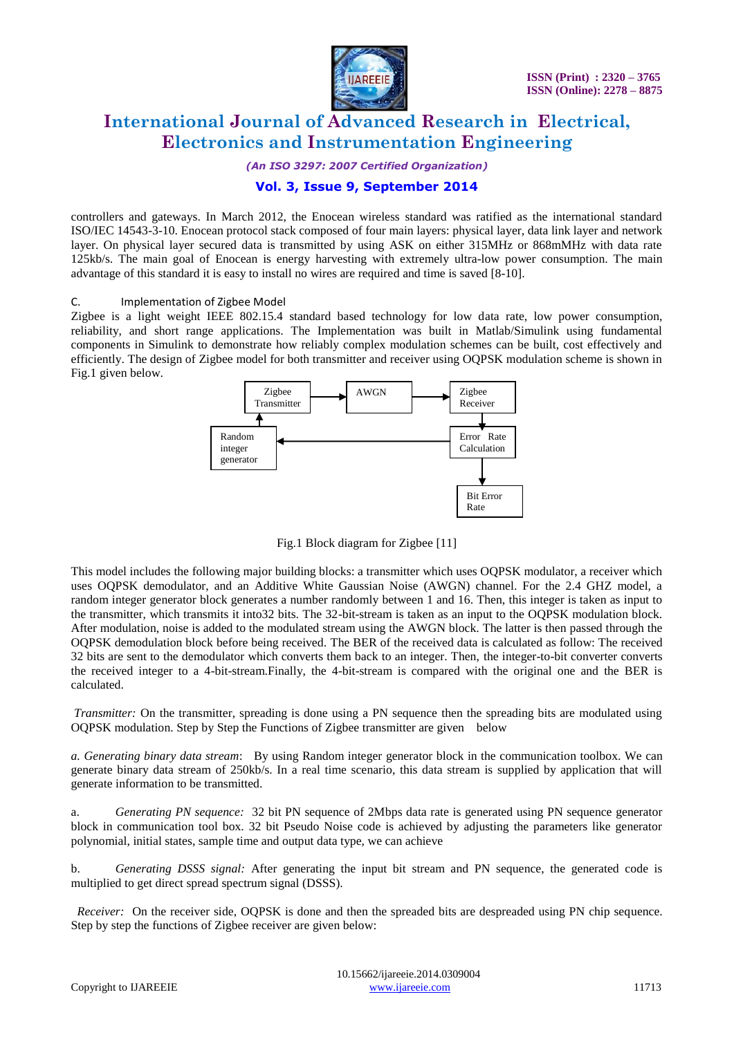controllers and gateways. In March 2012, the Enocean wireless standard was ratified as the international standard ISO/IEC 14543-3-10. Enocean protocol stack composed of four main layers: physical layer, data link layer and network layer. On physical layer secured data is transmitted by using ASK on either 315MHz or 868mMHz with data rate 125kb/s. The main goal of Enocean is energy harvesting with extremely ultra-low power consumption. The main advantage of this standard it is easy to install no wires are required and time is saved [8-10].

### C. Implementation of Zigbee Model

Zigbee is a light weight IEEE 802.15.4 standard based technology for low data rate, low power consumption, reliability, and short range applications. The Implementation was built in Matlab/Simulink using fundamental components in Simulink to demonstrate how reliably complex modulation schemes can be built, cost effectively and efficiently. The design of Zigbee model for both transmitter and receiver using OQPSK modulation scheme is shown in Fig.1 given below.

Zigbee Transmitter → AWGN → Zigbee Receiver → Error Rate Calculation → Bit Error Rate; Error Rate Calculation → Random integer generator → Zigbee Transmitter

Fig.1 Block diagram for Zigbee [11]

This model includes the following major building blocks: a transmitter which uses OQPSK modulator, a receiver which uses OQPSK demodulator, and an Additive White Gaussian Noise (AWGN) channel. For the 2.4 GHZ model, a random integer generator block generates a number randomly between 1 and 16. Then, this integer is taken as input to the transmitter, which transmits it into32 bits. The 32-bit-stream is taken as an input to the OQPSK modulation block. After modulation, noise is added to the modulated stream using the AWGN block. The latter is then passed through the OQPSK demodulation block before being received. The BER of the received data is calculated as follow: The received 32 bits are sent to the demodulator which converts them back to an integer. Then, the integer-to-bit converter converts the received integer to a 4-bit-stream.Finally, the 4-bit-stream is compared with the original one and the BER is calculated.

*Transmitter:* On the transmitter, spreading is done using a PN sequence then the spreading bits are modulated using OQPSK modulation. Step by Step the Functions of Zigbee transmitter are given below

*a. Generating binary data stream*: By using Random integer generator block in the communication toolbox. We can generate binary data stream of 250kb/s. In a real time scenario, this data stream is supplied by application that will generate information to be transmitted.

a. *Generating PN sequence:* 32 bit PN sequence of 2Mbps data rate is generated using PN sequence generator block in communication tool box. 32 bit Pseudo Noise code is achieved by adjusting the parameters like generator polynomial, initial states, sample time and output data type, we can achieve

b. *Generating DSSS signal:* After generating the input bit stream and PN sequence, the generated code is multiplied to get direct spread spectrum signal (DSSS).

*Receiver:* On the receiver side, OQPSK is done and then the spreaded bits are despreaded using PN chip sequence. Step by step the functions of Zigbee receiver are given below: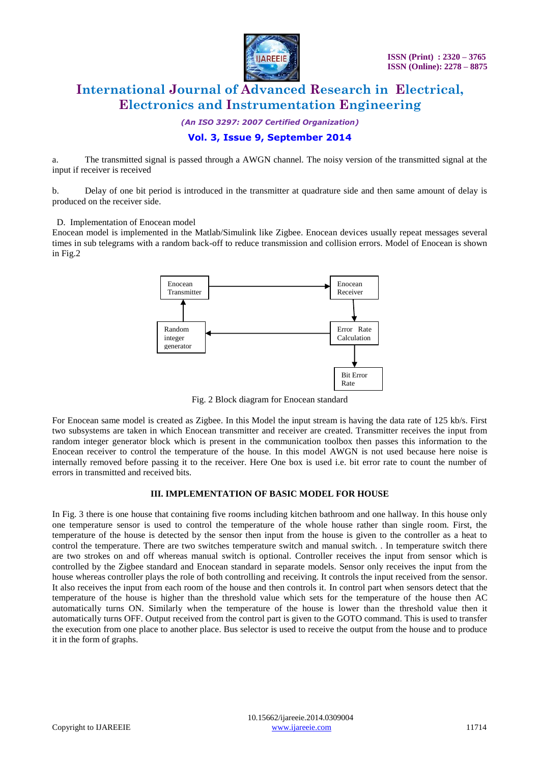a. The transmitted signal is passed through a AWGN channel. The noisy version of the transmitted signal at the input if receiver is received

b. Delay of one bit period is introduced in the transmitter at quadrature side and then same amount of delay is produced on the receiver side.

D. Implementation of Enocean model

Enocean model is implemented in the Matlab/Simulink like Zigbee. Enocean devices usually repeat messages several times in sub telegrams with a random back-off to reduce transmission and collision errors. Model of Enocean is shown in Fig.2

Enocean Transmitter → Enocean Receiver → Error Rate Calculation → Bit Error Rate

Error Rate Calculation → Random integer generator → Enocean Transmitter

Fig. 2 Block diagram for Enocean standard

For Enocean same model is created as Zigbee. In this Model the input stream is having the data rate of 125 kb/s. First two subsystems are taken in which Enocean transmitter and receiver are created. Transmitter receives the input from random integer generator block which is present in the communication toolbox then passes this information to the Enocean receiver to control the temperature of the house. In this model AWGN is not used because here noise is internally removed before passing it to the receiver. Here One box is used i.e. bit error rate to count the number of errors in transmitted and received bits.

## III. IMPLEMENTATION OF BASIC MODEL FOR HOUSE

In Fig. 3 there is one house that containing five rooms including kitchen bathroom and one hallway. In this house only one temperature sensor is used to control the temperature of the whole house rather than single room. First, the temperature of the house is detected by the sensor then input from the house is given to the controller as a heat to control the temperature. There are two switches temperature switch and manual switch. . In temperature switch there are two strokes on and off whereas manual switch is optional. Controller receives the input from sensor which is controlled by the Zigbee standard and Enocean standard in separate models. Sensor only receives the input from the house whereas controller plays the role of both controlling and receiving. It controls the input received from the sensor. It also receives the input from each room of the house and then controls it. In control part when sensors detect that the temperature of the house is higher than the threshold value which sets for the temperature of the house then AC automatically turns ON. Similarly when the temperature of the house is lower than the threshold value then it automatically turns OFF. Output received from the control part is given to the GOTO command. This is used to transfer the execution from one place to another place. Bus selector is used to receive the output from the house and to produce it in the form of graphs.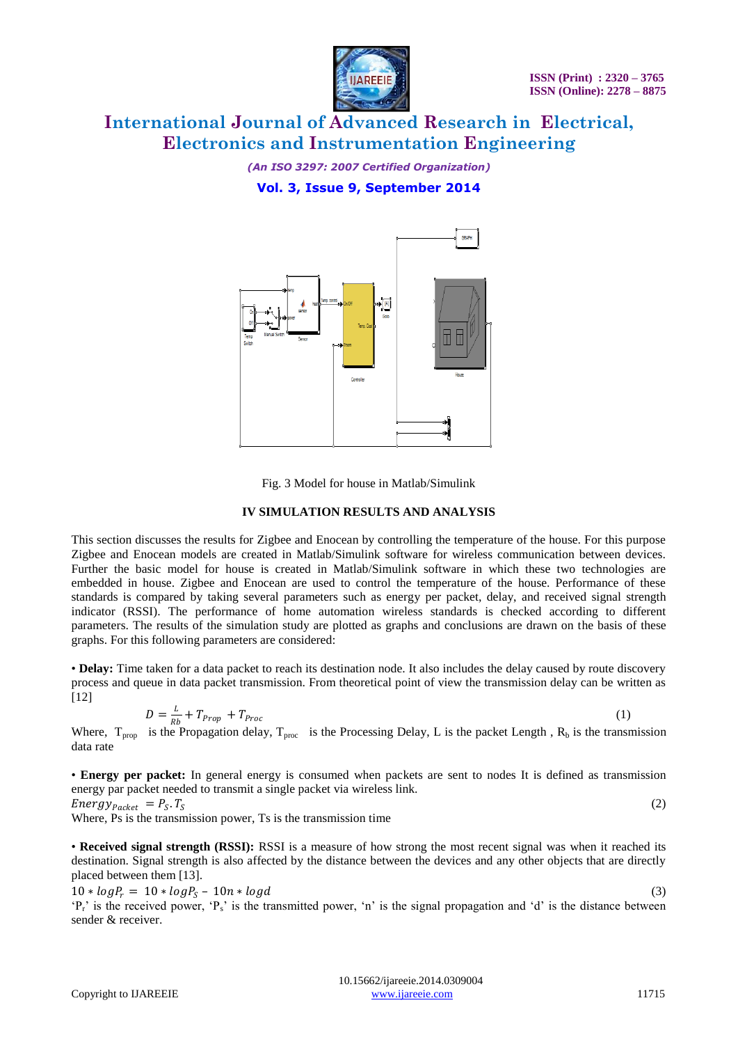Fig. 3 Model for house in Matlab/Simulink

## IV SIMULATION RESULTS AND ANALYSIS

This section discusses the results for Zigbee and Enocean by controlling the temperature of the house. For this purpose Zigbee and Enocean models are created in Matlab/Simulink software for wireless communication between devices. Further the basic model for house is created in Matlab/Simulink software in which these two technologies are embedded in house. Zigbee and Enocean are used to control the temperature of the house. Performance of these standards is compared by taking several parameters such as energy per packet, delay, and received signal strength indicator (RSSI). The performance of home automation wireless standards is checked according to different parameters. The results of the simulation study are plotted as graphs and conclusions are drawn on the basis of these graphs. For this following parameters are considered:

• **Delay:** Time taken for a data packet to reach its destination node. It also includes the delay caused by route discovery process and queue in data packet transmission. From theoretical point of view the transmission delay can be written as [12]

$$D = \frac{L}{Rb} + T_{Prop} + T_{Proc} \tag{1}$$

Where, $T_{prop}$ is the Propagation delay, $T_{proc}$ is the Processing Delay, L is the packet Length , $R_b$ is the transmission data rate

• **Energy per packet:** In general energy is consumed when packets are sent to nodes It is defined as transmission energy par packet needed to transmit a single packet via wireless link.

$$Energy_{Packet} = P_S . T_S \tag{2}$$

Where, Ps is the transmission power, Ts is the transmission time

• **Received signal strength (RSSI):** RSSI is a measure of how strong the most recent signal was when it reached its destination. Signal strength is also affected by the distance between the devices and any other objects that are directly placed between them [13].

$$10 * logP_r = 10 * logP_S - 10n * logd \tag{3}$$

'$P_r$' is the received power, '$P_s$' is the transmitted power, 'n' is the signal propagation and 'd' is the distance between sender & receiver.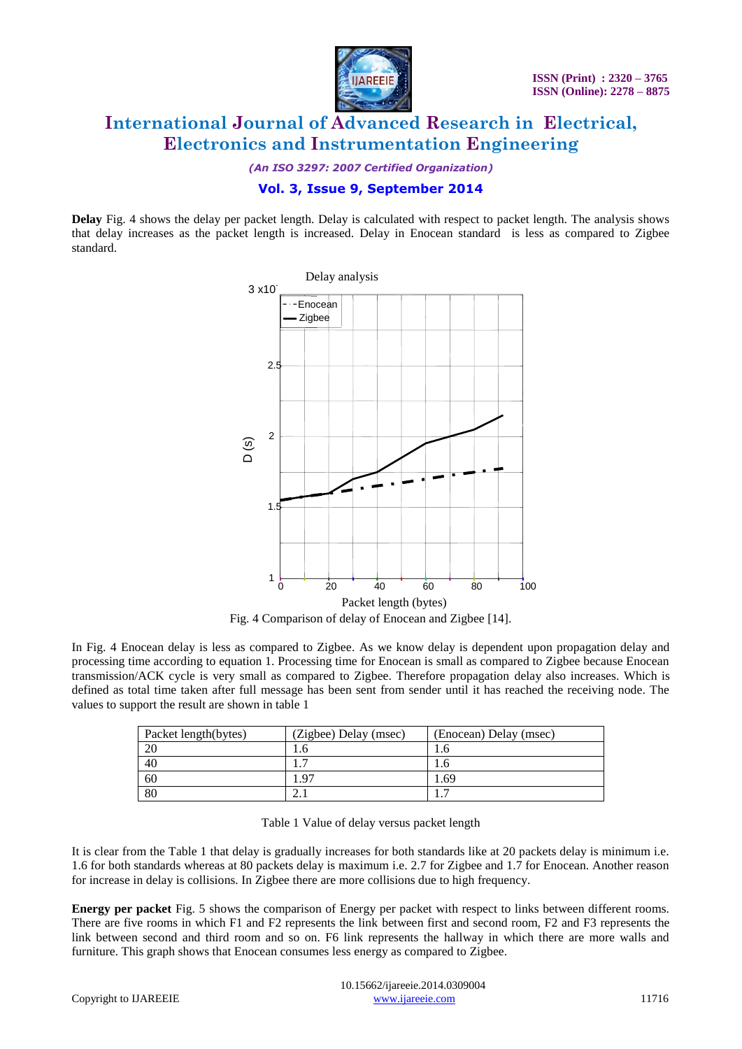**Delay** Fig. 4 shows the delay per packet length. Delay is calculated with respect to packet length. The analysis shows that delay increases as the packet length is increased. Delay in Enocean standard is less as compared to Zigbee standard.

Fig. 4 Comparison of delay of Enocean and Zigbee [14].

In Fig. 4 Enocean delay is less as compared to Zigbee. As we know delay is dependent upon propagation delay and processing time according to equation 1. Processing time for Enocean is small as compared to Zigbee because Enocean transmission/ACK cycle is very small as compared to Zigbee. Therefore propagation delay also increases. Which is defined as total time taken after full message has been sent from sender until it has reached the receiving node. The values to support the result are shown in table 1

| Packet length(bytes) | (Zigbee) Delay (msec) | (Enocean) Delay (msec) |
|---|---|---|
| 20 | 1.6 | 1.6 |
| 40 | 1.7 | 1.6 |
| 60 | 1.97 | 1.69 |
| 80 | 2.1 | 1.7 |

Table 1 Value of delay versus packet length

It is clear from the Table 1 that delay is gradually increases for both standards like at 20 packets delay is minimum i.e. 1.6 for both standards whereas at 80 packets delay is maximum i.e. 2.7 for Zigbee and 1.7 for Enocean. Another reason for increase in delay is collisions. In Zigbee there are more collisions due to high frequency.

**Energy per packet** Fig. 5 shows the comparison of Energy per packet with respect to links between different rooms. There are five rooms in which F1 and F2 represents the link between first and second room, F2 and F3 represents the link between second and third room and so on. F6 link represents the hallway in which there are more walls and furniture. This graph shows that Enocean consumes less energy as compared to Zigbee.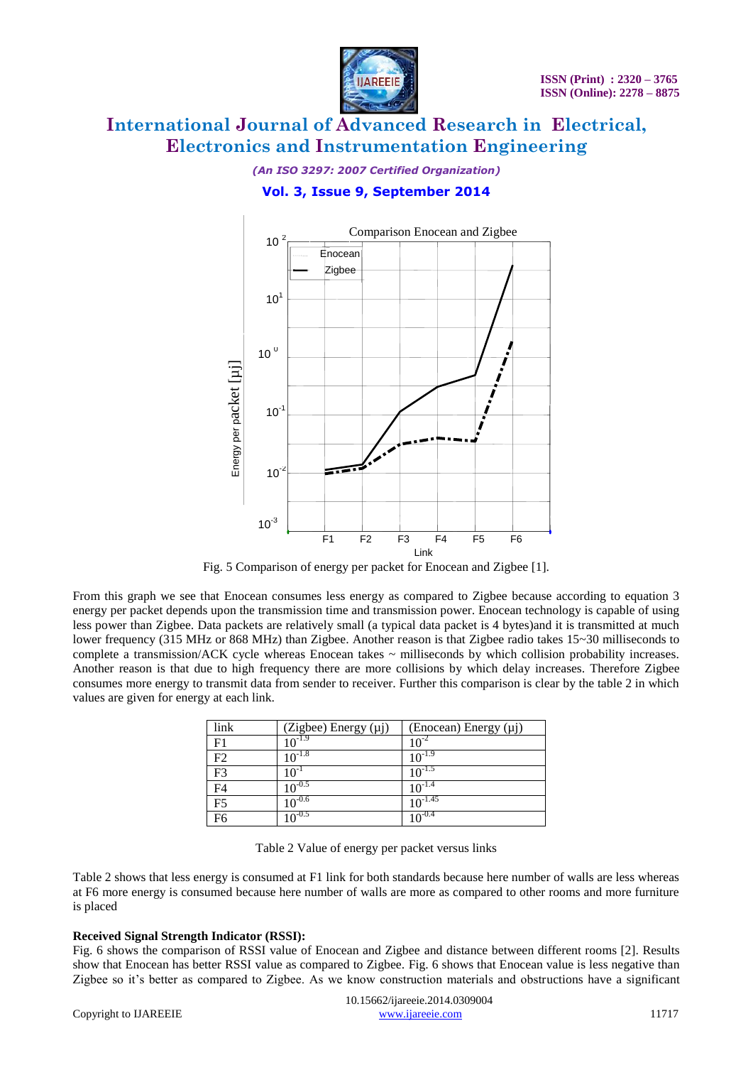Fig. 5 Comparison of energy per packet for Enocean and Zigbee [1].

From this graph we see that Enocean consumes less energy as compared to Zigbee because according to equation 3 energy per packet depends upon the transmission time and transmission power. Enocean technology is capable of using less power than Zigbee. Data packets are relatively small (a typical data packet is 4 bytes)and it is transmitted at much lower frequency (315 MHz or 868 MHz) than Zigbee. Another reason is that Zigbee radio takes 15~30 milliseconds to complete a transmission/ACK cycle whereas Enocean takes ~ milliseconds by which collision probability increases. Another reason is that due to high frequency there are more collisions by which delay increases. Therefore Zigbee consumes more energy to transmit data from sender to receiver. Further this comparison is clear by the table 2 in which values are given for energy at each link.

| link | (Zigbee) Energy (μj) | (Enocean) Energy (μj) |
|---|---|---|
| F1 | $10^{-1.9}$ | $10^{-2}$ |
| F2 | $10^{-1.8}$ | $10^{-1.9}$ |
| F3 | $10^{-1}$ | $10^{-1.5}$ |
| F4 | $10^{-0.5}$ | $10^{-1.4}$ |
| F5 | $10^{-0.6}$ | $10^{-1.45}$ |
| F6 | $10^{-0.5}$ | $10^{-0.4}$ |

Table 2 Value of energy per packet versus links

Table 2 shows that less energy is consumed at F1 link for both standards because here number of walls are less whereas at F6 more energy is consumed because here number of walls are more as compared to other rooms and more furniture is placed

**Received Signal Strength Indicator (RSSI):**

Fig. 6 shows the comparison of RSSI value of Enocean and Zigbee and distance between different rooms [2]. Results show that Enocean has better RSSI value as compared to Zigbee. Fig. 6 shows that Enocean value is less negative than Zigbee so it's better as compared to Zigbee. As we know construction materials and obstructions have a significant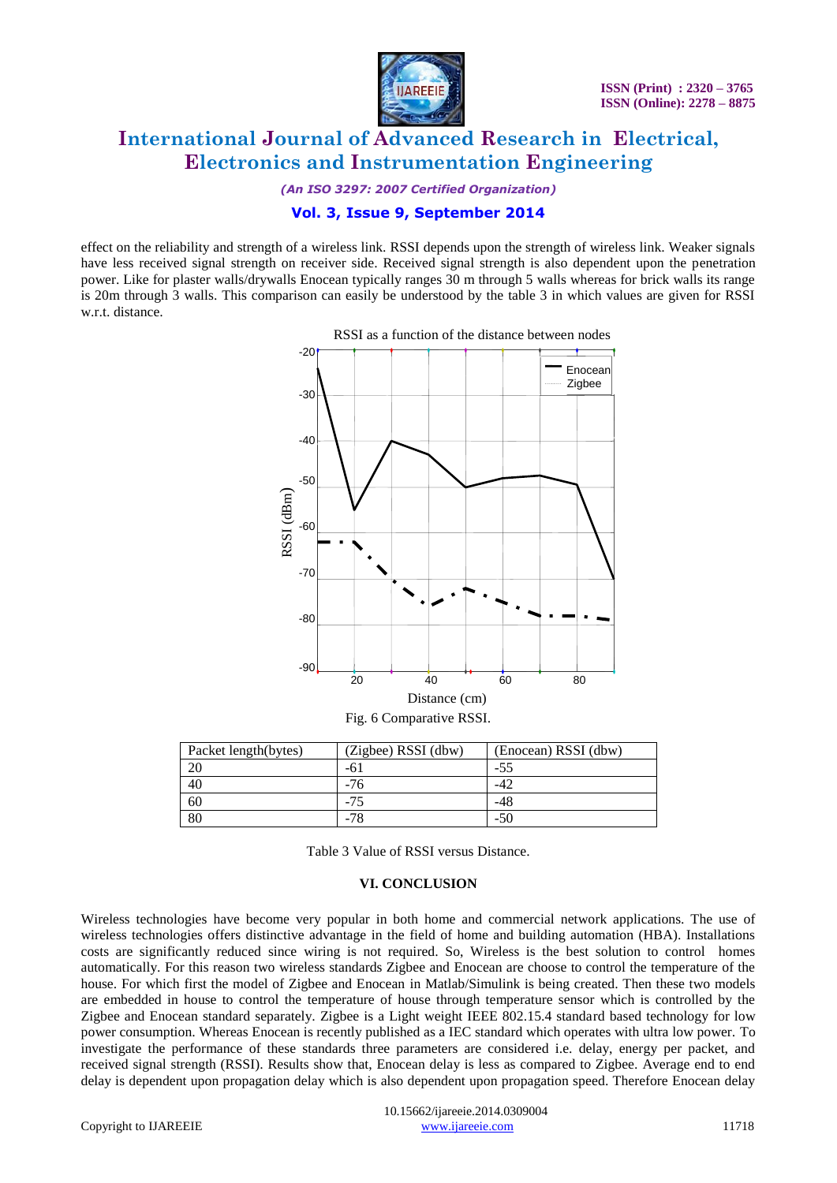effect on the reliability and strength of a wireless link. RSSI depends upon the strength of wireless link. Weaker signals have less received signal strength on receiver side. Received signal strength is also dependent upon the penetration power. Like for plaster walls/drywalls Enocean typically ranges 30 m through 5 walls whereas for brick walls its range is 20m through 3 walls. This comparison can easily be understood by the table 3 in which values are given for RSSI w.r.t. distance.

Fig. 6 Comparative RSSI.

| Packet length(bytes) | (Zigbee) RSSI (dbw) | (Enocean) RSSI (dbw) |
|---|---|---|
| 20 | -61 | -55 |
| 40 | -76 | -42 |
| 60 | -75 | -48 |
| 80 | -78 | -50 |

Table 3 Value of RSSI versus Distance.

## VI. CONCLUSION

Wireless technologies have become very popular in both home and commercial network applications. The use of wireless technologies offers distinctive advantage in the field of home and building automation (HBA). Installations costs are significantly reduced since wiring is not required. So, Wireless is the best solution to control homes automatically. For this reason two wireless standards Zigbee and Enocean are choose to control the temperature of the house. For which first the model of Zigbee and Enocean in Matlab/Simulink is being created. Then these two models are embedded in house to control the temperature of house through temperature sensor which is controlled by the Zigbee and Enocean standard separately. Zigbee is a Light weight IEEE 802.15.4 standard based technology for low power consumption. Whereas Enocean is recently published as a IEC standard which operates with ultra low power. To investigate the performance of these standards three parameters are considered i.e. delay, energy per packet, and received signal strength (RSSI). Results show that, Enocean delay is less as compared to Zigbee. Average end to end delay is dependent upon propagation delay which is also dependent upon propagation speed. Therefore Enocean delay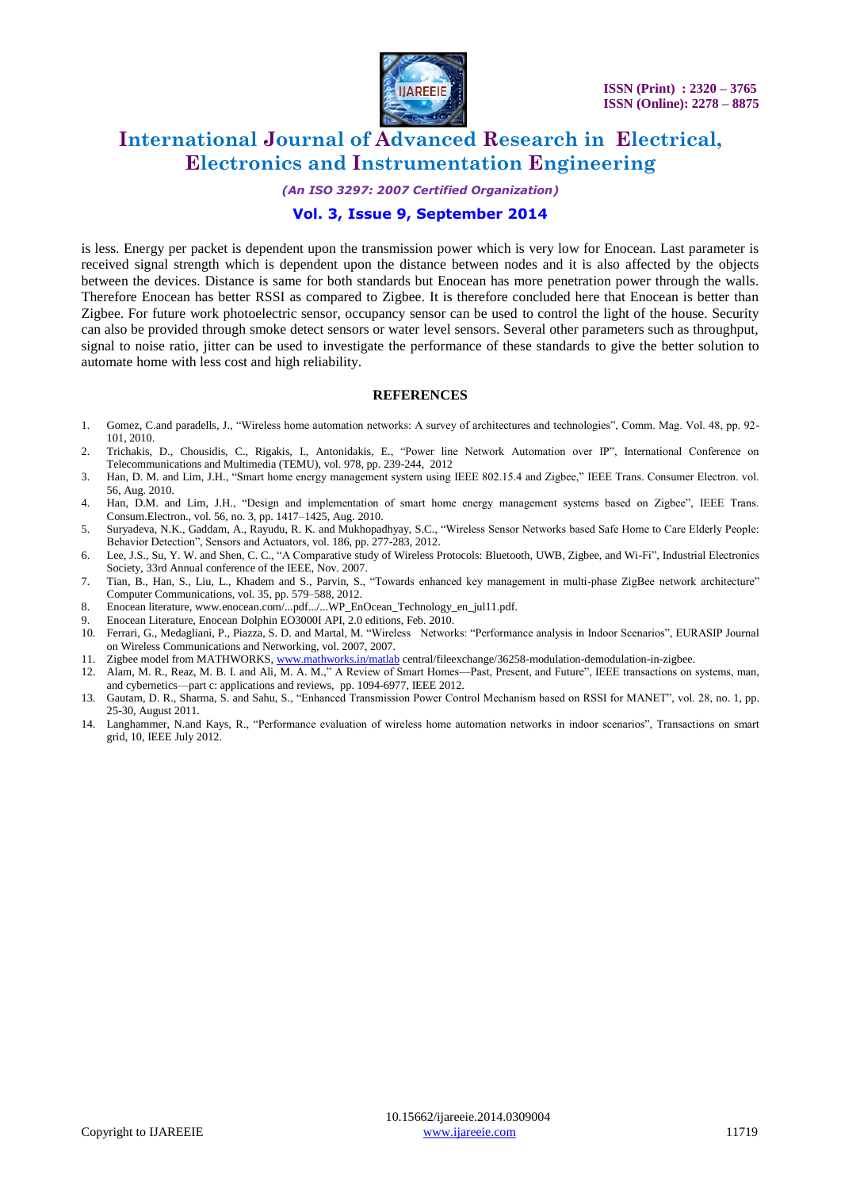is less. Energy per packet is dependent upon the transmission power which is very low for Enocean. Last parameter is received signal strength which is dependent upon the distance between nodes and it is also affected by the objects between the devices. Distance is same for both standards but Enocean has more penetration power through the walls. Therefore Enocean has better RSSI as compared to Zigbee. It is therefore concluded here that Enocean is better than Zigbee. For future work photoelectric sensor, occupancy sensor can be used to control the light of the house. Security can also be provided through smoke detect sensors or water level sensors. Several other parameters such as throughput, signal to noise ratio, jitter can be used to investigate the performance of these standards to give the better solution to automate home with less cost and high reliability.

## REFERENCES

1. Gomez, C.and paradells, J., "Wireless home automation networks: A survey of architectures and technologies", Comm. Mag. Vol. 48, pp. 92-101, 2010.
2. Trichakis, D., Chousidis, C., Rigakis, I., Antonidakis, E., "Power line Network Automation over IP", International Conference on Telecommunications and Multimedia (TEMU), vol. 978, pp. 239-244, 2012
3. Han, D. M. and Lim, J.H., "Smart home energy management system using IEEE 802.15.4 and Zigbee," IEEE Trans. Consumer Electron. vol. 56, Aug. 2010.
4. Han, D.M. and Lim, J.H., "Design and implementation of smart home energy management systems based on Zigbee", IEEE Trans. Consum.Electron., vol. 56, no. 3, pp. 1417–1425, Aug. 2010.
5. Suryadeva, N.K., Gaddam, A., Rayudu, R. K. and Mukhopadhyay, S.C., "Wireless Sensor Networks based Safe Home to Care Elderly People: Behavior Detection", Sensors and Actuators, vol. 186, pp. 277-283, 2012.
6. Lee, J.S., Su, Y. W. and Shen, C. C., "A Comparative study of Wireless Protocols: Bluetooth, UWB, Zigbee, and Wi-Fi", Industrial Electronics Society, 33rd Annual conference of the IEEE, Nov. 2007.
7. Tian, B., Han, S., Liu, L., Khadem and S., Parvin, S., "Towards enhanced key management in multi-phase ZigBee network architecture" Computer Communications, vol. 35, pp. 579–588, 2012.
8. Enocean literature, www.enocean.com/...pdf.../...WP_EnOcean_Technology_en_jul11.pdf.
9. Enocean Literature, Enocean Dolphin EO3000I API, 2.0 editions, Feb. 2010.
10. Ferrari, G., Medagliani, P., Piazza, S. D. and Martal, M. "Wireless Networks: "Performance analysis in Indoor Scenarios", EURASIP Journal on Wireless Communications and Networking, vol. 2007, 2007.
11. Zigbee model from MATHWORKS, www.mathworks.in/matlab central/fileexchange/36258-modulation-demodulation-in-zigbee.
12. Alam, M. R., Reaz, M. B. I. and Ali, M. A. M.," A Review of Smart Homes—Past, Present, and Future", IEEE transactions on systems, man, and cybernetics—part c: applications and reviews, pp. 1094-6977, IEEE 2012.
13. Gautam, D. R., Sharma, S. and Sahu, S., "Enhanced Transmission Power Control Mechanism based on RSSI for MANET", vol. 28, no. 1, pp. 25-30, August 2011.
14. Langhammer, N.and Kays, R., "Performance evaluation of wireless home automation networks in indoor scenarios", Transactions on smart grid, 10, IEEE July 2012.